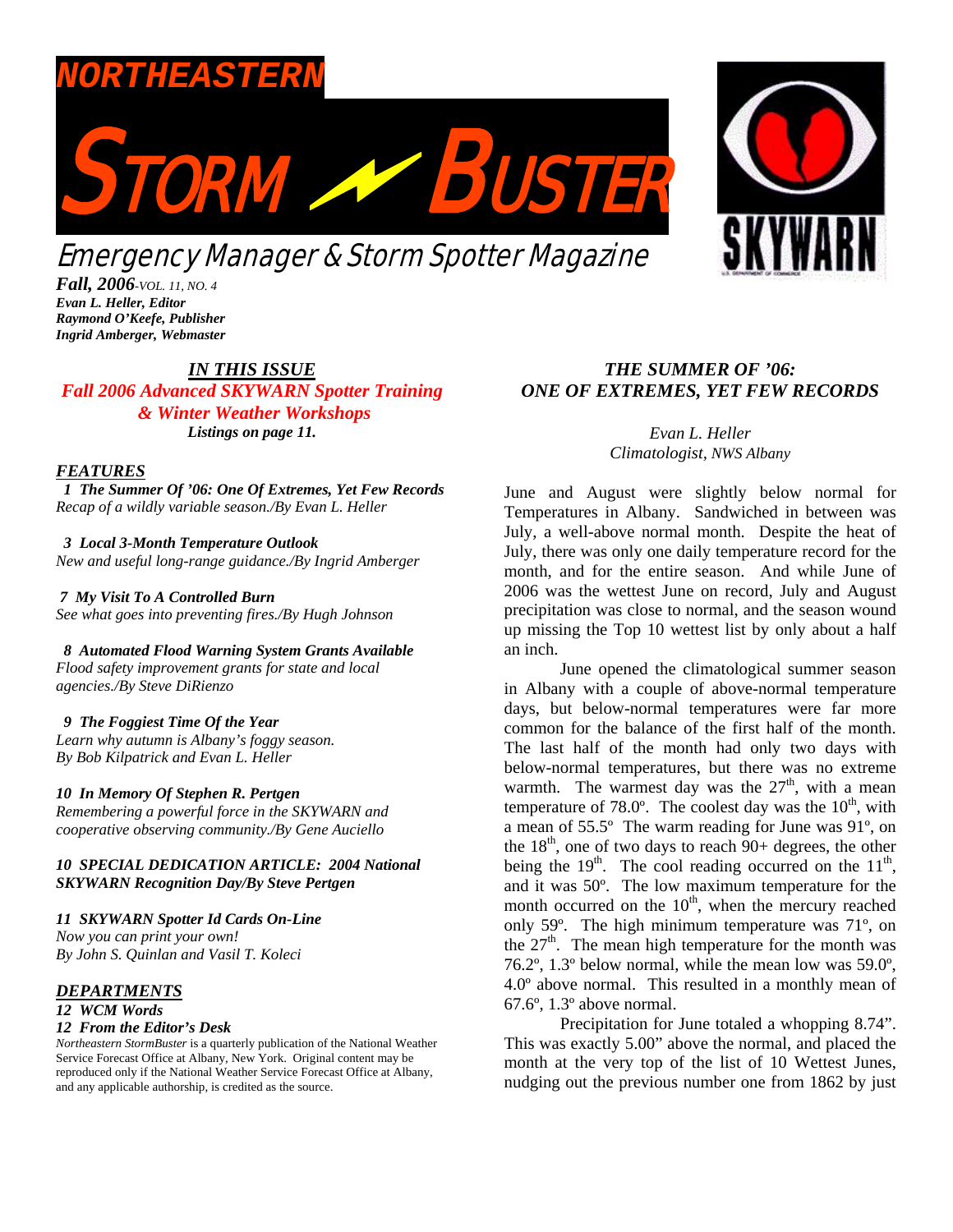# NORTHEASTERN STORM BUSTER

## Emergency Manager & Storm Spotter Magazine

SKYWARN

***Fall, 2006**-VOL. 11, NO. 4*
***Evan L. Heller, Editor***
***Raymond O'Keefe, Publisher***
***Ingrid Amberger, Webmaster***

### *IN THIS ISSUE*

***Fall 2006 Advanced SKYWARN Spotter Training & Winter Weather Workshops***
***Listings on page 11.***

#### *FEATURES*

***1 The Summer Of '06: One Of Extremes, Yet Few Records***
*Recap of a wildly variable season./By Evan L. Heller*

***3 Local 3-Month Temperature Outlook***
*New and useful long-range guidance./By Ingrid Amberger*

***7 My Visit To A Controlled Burn***
*See what goes into preventing fires./By Hugh Johnson*

***8 Automated Flood Warning System Grants Available***
*Flood safety improvement grants for state and local agencies./By Steve DiRienzo*

***9 The Foggiest Time Of the Year***
*Learn why autumn is Albany's foggy season.*
*By Bob Kilpatrick and Evan L. Heller*

***10 In Memory Of Stephen R. Pertgen***
*Remembering a powerful force in the SKYWARN and cooperative observing community./By Gene Auciello*

***10 SPECIAL DEDICATION ARTICLE: 2004 National SKYWARN Recognition Day/By Steve Pertgen***

***11 SKYWARN Spotter Id Cards On-Line***
*Now you can print your own!*
*By John S. Quinlan and Vasil T. Koleci*

#### *DEPARTMENTS*

***12 WCM Words***
***12 From the Editor's Desk***

*Northeastern StormBuster* is a quarterly publication of the National Weather Service Forecast Office at Albany, New York. Original content may be reproduced only if the National Weather Service Forecast Office at Albany, and any applicable authorship, is credited as the source.

## *THE SUMMER OF '06: ONE OF EXTREMES, YET FEW RECORDS*

*Evan L. Heller*
*Climatologist, NWS Albany*

June and August were slightly below normal for Temperatures in Albany. Sandwiched in between was July, a well-above normal month. Despite the heat of July, there was only one daily temperature record for the month, and for the entire season. And while June of 2006 was the wettest June on record, July and August precipitation was close to normal, and the season wound up missing the Top 10 wettest list by only about a half an inch.

June opened the climatological summer season in Albany with a couple of above-normal temperature days, but below-normal temperatures were far more common for the balance of the first half of the month. The last half of the month had only two days with below-normal temperatures, but there was no extreme warmth. The warmest day was the 27th, with a mean temperature of 78.0º. The coolest day was the 10th, with a mean of 55.5º The warm reading for June was 91º, on the 18th, one of two days to reach 90+ degrees, the other being the 19th. The cool reading occurred on the 11th, and it was 50º. The low maximum temperature for the month occurred on the 10th, when the mercury reached only 59º. The high minimum temperature was 71º, on the 27th. The mean high temperature for the month was 76.2º, 1.3º below normal, while the mean low was 59.0º, 4.0º above normal. This resulted in a monthly mean of 67.6º, 1.3º above normal.

Precipitation for June totaled a whopping 8.74". This was exactly 5.00" above the normal, and placed the month at the very top of the list of 10 Wettest Junes, nudging out the previous number one from 1862 by just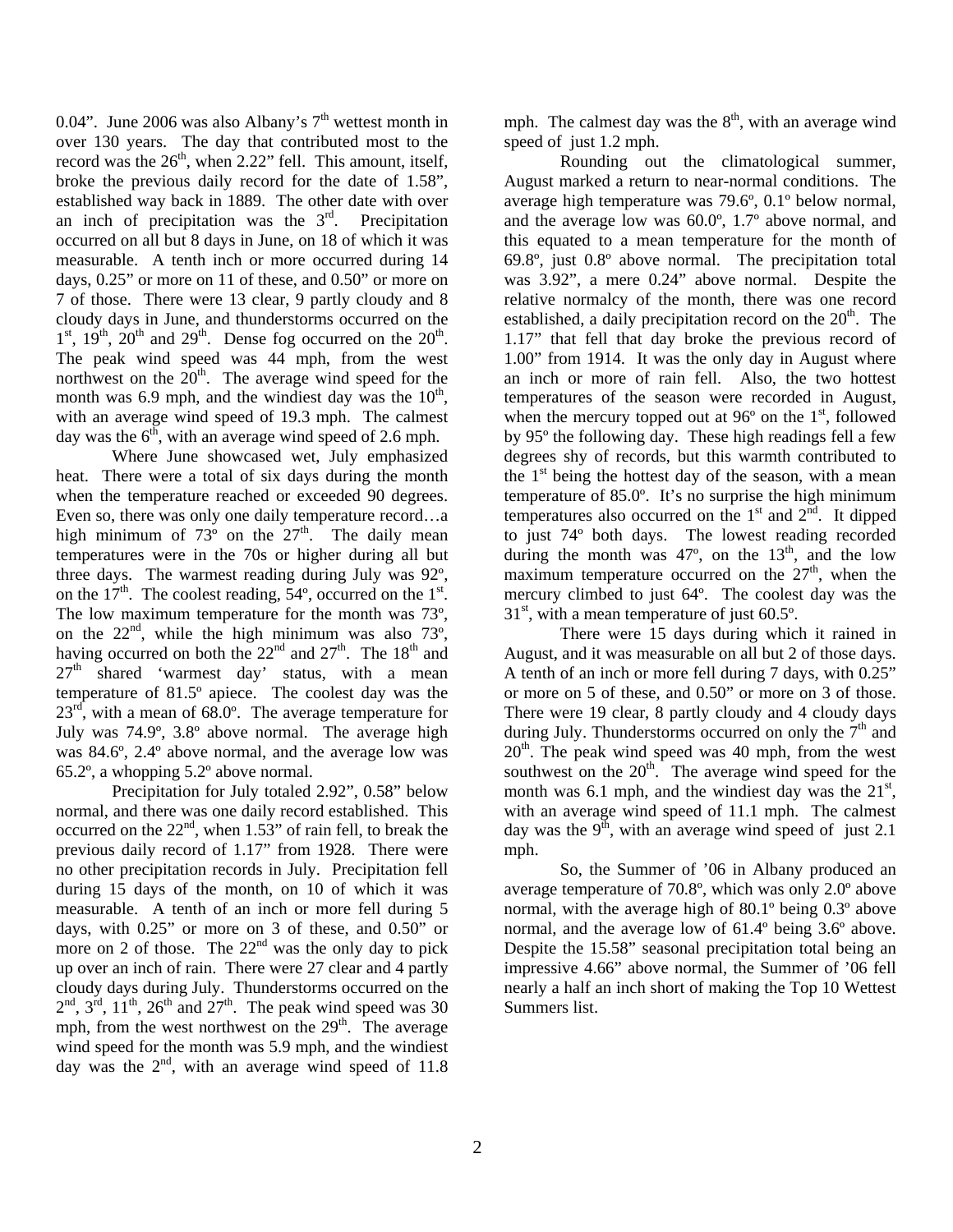0.04". June 2006 was also Albany's 7th wettest month in over 130 years. The day that contributed most to the record was the 26th, when 2.22" fell. This amount, itself, broke the previous daily record for the date of 1.58", established way back in 1889. The other date with over an inch of precipitation was the 3rd. Precipitation occurred on all but 8 days in June, on 18 of which it was measurable. A tenth inch or more occurred during 14 days, 0.25" or more on 11 of these, and 0.50" or more on 7 of those. There were 13 clear, 9 partly cloudy and 8 cloudy days in June, and thunderstorms occurred on the 1st, 19th, 20th and 29th. Dense fog occurred on the 20th. The peak wind speed was 44 mph, from the west northwest on the 20th. The average wind speed for the month was 6.9 mph, and the windiest day was the 10th, with an average wind speed of 19.3 mph. The calmest day was the 6th, with an average wind speed of 2.6 mph.

Where June showcased wet, July emphasized heat. There were a total of six days during the month when the temperature reached or exceeded 90 degrees. Even so, there was only one daily temperature record…a high minimum of 73º on the 27th. The daily mean temperatures were in the 70s or higher during all but three days. The warmest reading during July was 92º, on the 17th. The coolest reading, 54º, occurred on the 1st. The low maximum temperature for the month was 73º, on the 22nd, while the high minimum was also 73º, having occurred on both the 22nd and 27th. The 18th and 27th shared 'warmest day' status, with a mean temperature of 81.5º apiece. The coolest day was the 23rd, with a mean of 68.0º. The average temperature for July was 74.9º, 3.8º above normal. The average high was 84.6º, 2.4º above normal, and the average low was 65.2º, a whopping 5.2º above normal.

Precipitation for July totaled 2.92", 0.58" below normal, and there was one daily record established. This occurred on the 22nd, when 1.53" of rain fell, to break the previous daily record of 1.17" from 1928. There were no other precipitation records in July. Precipitation fell during 15 days of the month, on 10 of which it was measurable. A tenth of an inch or more fell during 5 days, with 0.25" or more on 3 of these, and 0.50" or more on 2 of those. The 22nd was the only day to pick up over an inch of rain. There were 27 clear and 4 partly cloudy days during July. Thunderstorms occurred on the 2nd, 3rd, 11th, 26th and 27th. The peak wind speed was 30 mph, from the west northwest on the 29th. The average wind speed for the month was 5.9 mph, and the windiest day was the 2nd, with an average wind speed of 11.8 mph. The calmest day was the 8th, with an average wind speed of just 1.2 mph.

Rounding out the climatological summer, August marked a return to near-normal conditions. The average high temperature was 79.6º, 0.1º below normal, and the average low was 60.0º, 1.7º above normal, and this equated to a mean temperature for the month of 69.8º, just 0.8º above normal. The precipitation total was 3.92", a mere 0.24" above normal. Despite the relative normalcy of the month, there was one record established, a daily precipitation record on the 20th. The 1.17" that fell that day broke the previous record of 1.00" from 1914. It was the only day in August where an inch or more of rain fell. Also, the two hottest temperatures of the season were recorded in August, when the mercury topped out at 96º on the 1st, followed by 95º the following day. These high readings fell a few degrees shy of records, but this warmth contributed to the 1st being the hottest day of the season, with a mean temperature of 85.0º. It's no surprise the high minimum temperatures also occurred on the 1st and 2nd. It dipped to just 74º both days. The lowest reading recorded during the month was 47º, on the 13th, and the low maximum temperature occurred on the 27th, when the mercury climbed to just 64º. The coolest day was the 31st, with a mean temperature of just 60.5º.

There were 15 days during which it rained in August, and it was measurable on all but 2 of those days. A tenth of an inch or more fell during 7 days, with 0.25" or more on 5 of these, and 0.50" or more on 3 of those. There were 19 clear, 8 partly cloudy and 4 cloudy days during July. Thunderstorms occurred on only the 7th and 20th. The peak wind speed was 40 mph, from the west southwest on the 20th. The average wind speed for the month was 6.1 mph, and the windiest day was the 21st, with an average wind speed of 11.1 mph. The calmest day was the 9th, with an average wind speed of just 2.1 mph.

So, the Summer of '06 in Albany produced an average temperature of 70.8º, which was only 2.0º above normal, with the average high of 80.1º being 0.3º above normal, and the average low of 61.4º being 3.6º above. Despite the 15.58" seasonal precipitation total being an impressive 4.66" above normal, the Summer of '06 fell nearly a half an inch short of making the Top 10 Wettest Summers list.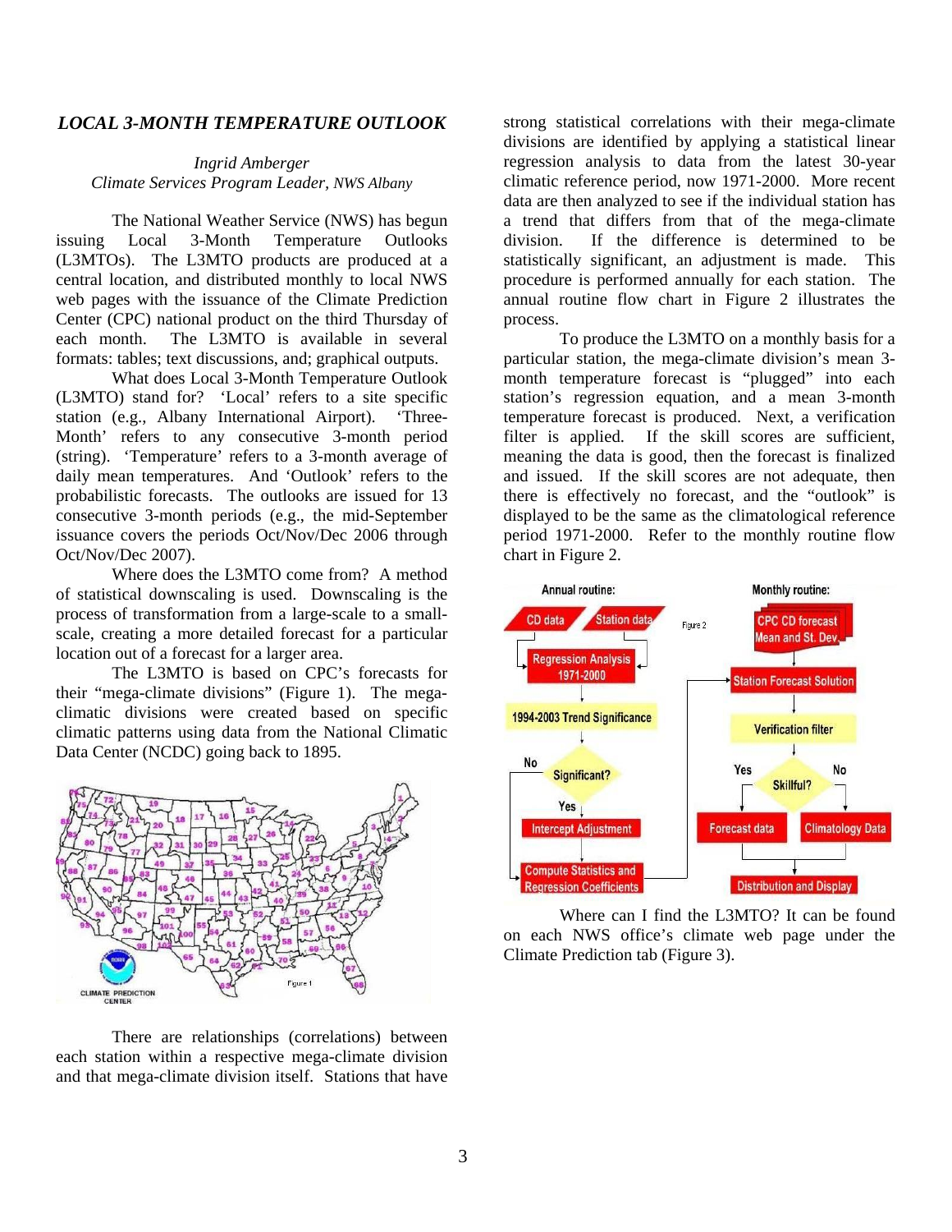## *LOCAL 3-MONTH TEMPERATURE OUTLOOK*

*Ingrid Amberger*
*Climate Services Program Leader, NWS Albany*

The National Weather Service (NWS) has begun issuing Local 3-Month Temperature Outlooks (L3MTOs). The L3MTO products are produced at a central location, and distributed monthly to local NWS web pages with the issuance of the Climate Prediction Center (CPC) national product on the third Thursday of each month. The L3MTO is available in several formats: tables; text discussions, and; graphical outputs.

What does Local 3-Month Temperature Outlook (L3MTO) stand for? 'Local' refers to a site specific station (e.g., Albany International Airport). 'Three-Month' refers to any consecutive 3-month period (string). 'Temperature' refers to a 3-month average of daily mean temperatures. And 'Outlook' refers to the probabilistic forecasts. The outlooks are issued for 13 consecutive 3-month periods (e.g., the mid-September issuance covers the periods Oct/Nov/Dec 2006 through Oct/Nov/Dec 2007).

Where does the L3MTO come from? A method of statistical downscaling is used. Downscaling is the process of transformation from a large-scale to a small-scale, creating a more detailed forecast for a particular location out of a forecast for a larger area.

The L3MTO is based on CPC's forecasts for their "mega-climate divisions" (Figure 1). The mega-climatic divisions were created based on specific climatic patterns using data from the National Climatic Data Center (NCDC) going back to 1895.

Figure 1

There are relationships (correlations) between each station within a respective mega-climate division and that mega-climate division itself. Stations that have strong statistical correlations with their mega-climate divisions are identified by applying a statistical linear regression analysis to data from the latest 30-year climatic reference period, now 1971-2000. More recent data are then analyzed to see if the individual station has a trend that differs from that of the mega-climate division. If the difference is determined to be statistically significant, an adjustment is made. This procedure is performed annually for each station. The annual routine flow chart in Figure 2 illustrates the process.

To produce the L3MTO on a monthly basis for a particular station, the mega-climate division's mean 3-month temperature forecast is "plugged" into each station's regression equation, and a mean 3-month temperature forecast is produced. Next, a verification filter is applied. If the skill scores are sufficient, meaning the data is good, then the forecast is finalized and issued. If the skill scores are not adequate, then there is effectively no forecast, and the "outlook" is displayed to be the same as the climatological reference period 1971-2000. Refer to the monthly routine flow chart in Figure 2.

Figure 2

Where can I find the L3MTO? It can be found on each NWS office's climate web page under the Climate Prediction tab (Figure 3).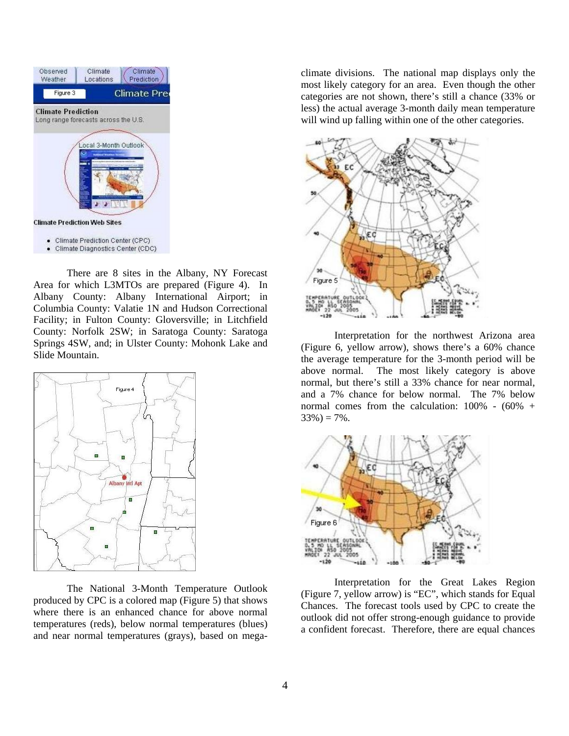There are 8 sites in the Albany, NY Forecast Area for which L3MTOs are prepared (Figure 4). In Albany County: Albany International Airport; in Columbia County: Valatie 1N and Hudson Correctional Facility; in Fulton County: Gloversville; in Litchfield County: Norfolk 2SW; in Saratoga County: Saratoga Springs 4SW, and; in Ulster County: Mohonk Lake and Slide Mountain.

The National 3-Month Temperature Outlook produced by CPC is a colored map (Figure 5) that shows where there is an enhanced chance for above normal temperatures (reds), below normal temperatures (blues) and near normal temperatures (grays), based on mega-climate divisions. The national map displays only the most likely category for an area. Even though the other categories are not shown, there's still a chance (33% or less) the actual average 3-month daily mean temperature will wind up falling within one of the other categories.

Interpretation for the northwest Arizona area (Figure 6, yellow arrow), shows there's a 60% chance the average temperature for the 3-month period will be above normal. The most likely category is above normal, but there's still a 33% chance for near normal, and a 7% chance for below normal. The 7% below normal comes from the calculation: 100% - (60% + 33%) = 7%.

Interpretation for the Great Lakes Region (Figure 7, yellow arrow) is "EC", which stands for Equal Chances. The forecast tools used by CPC to create the outlook did not offer strong-enough guidance to provide a confident forecast. Therefore, there are equal chances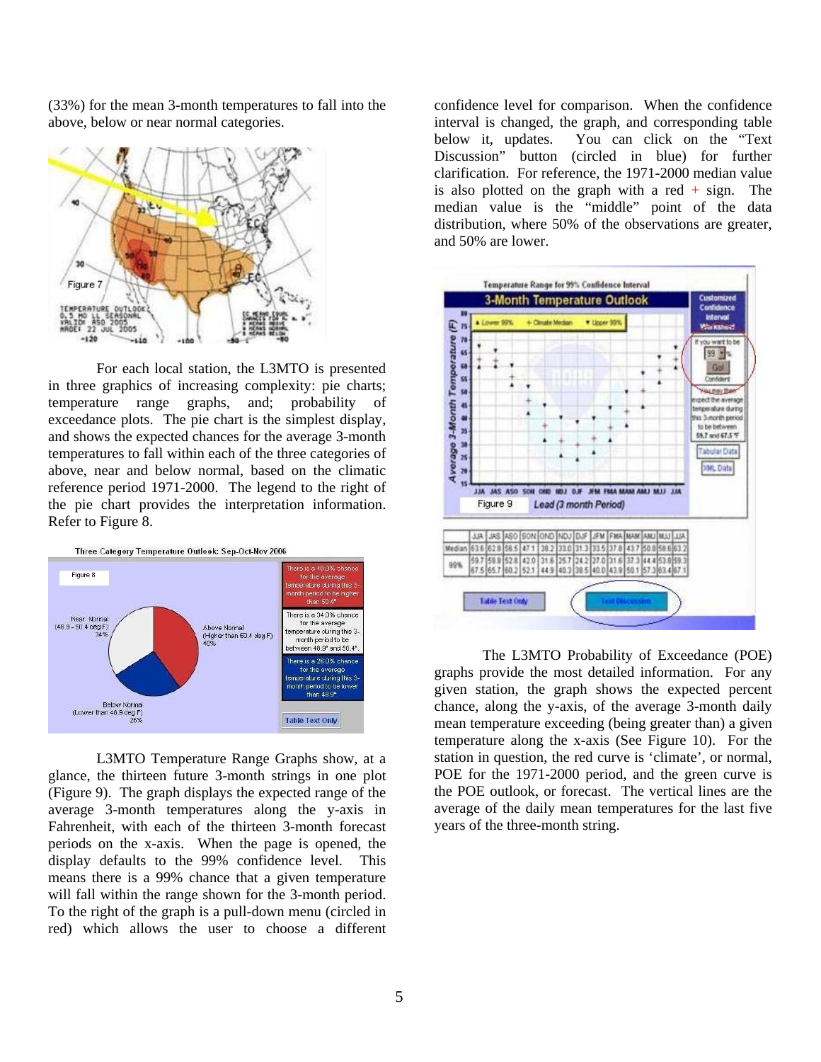(33%) for the mean 3-month temperatures to fall into the above, below or near normal categories.

For each local station, the L3MTO is presented in three graphics of increasing complexity: pie charts; temperature range graphs, and; probability of exceedance plots. The pie chart is the simplest display, and shows the expected chances for the average 3-month temperatures to fall within each of the three categories of above, near and below normal, based on the climatic reference period 1971-2000. The legend to the right of the pie chart provides the interpretation information. Refer to Figure 8.

L3MTO Temperature Range Graphs show, at a glance, the thirteen future 3-month strings in one plot (Figure 9). The graph displays the expected range of the average 3-month temperatures along the y-axis in Fahrenheit, with each of the thirteen 3-month forecast periods on the x-axis. When the page is opened, the display defaults to the 99% confidence level. This means there is a 99% chance that a given temperature will fall within the range shown for the 3-month period. To the right of the graph is a pull-down menu (circled in red) which allows the user to choose a different confidence level for comparison. When the confidence interval is changed, the graph, and corresponding table below it, updates. You can click on the "Text Discussion" button (circled in blue) for further clarification. For reference, the 1971-2000 median value is also plotted on the graph with a red + sign. The median value is the "middle" point of the data distribution, where 50% of the observations are greater, and 50% are lower.

The L3MTO Probability of Exceedance (POE) graphs provide the most detailed information. For any given station, the graph shows the expected percent chance, along the y-axis, of the average 3-month daily mean temperature exceeding (being greater than) a given temperature along the x-axis (See Figure 10). For the station in question, the red curve is 'climate', or normal, POE for the 1971-2000 period, and the green curve is the POE outlook, or forecast. The vertical lines are the average of the daily mean temperatures for the last five years of the three-month string.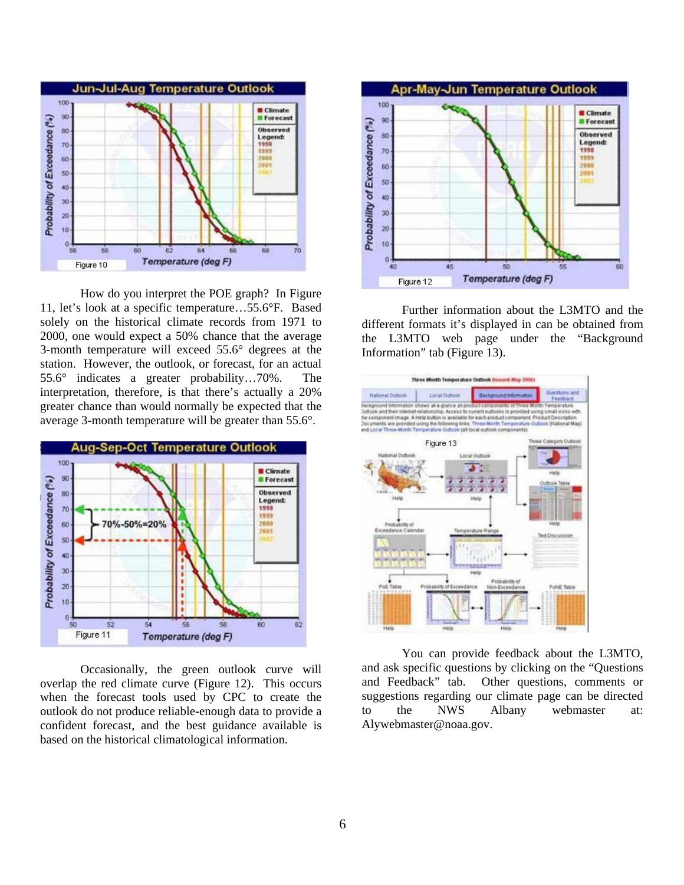How do you interpret the POE graph? In Figure 11, let's look at a specific temperature…55.6°F. Based solely on the historical climate records from 1971 to 2000, one would expect a 50% chance that the average 3-month temperature will exceed 55.6° degrees at the station. However, the outlook, or forecast, for an actual 55.6° indicates a greater probability…70%. The interpretation, therefore, is that there's actually a 20% greater chance than would normally be expected that the average 3-month temperature will be greater than 55.6°.

Occasionally, the green outlook curve will overlap the red climate curve (Figure 12). This occurs when the forecast tools used by CPC to create the outlook do not produce reliable-enough data to provide a confident forecast, and the best guidance available is based on the historical climatological information.

Further information about the L3MTO and the different formats it's displayed in can be obtained from the L3MTO web page under the "Background Information" tab (Figure 13).

You can provide feedback about the L3MTO, and ask specific questions by clicking on the "Questions and Feedback" tab. Other questions, comments or suggestions regarding our climate page can be directed to the NWS Albany webmaster at: Alywebmaster@noaa.gov.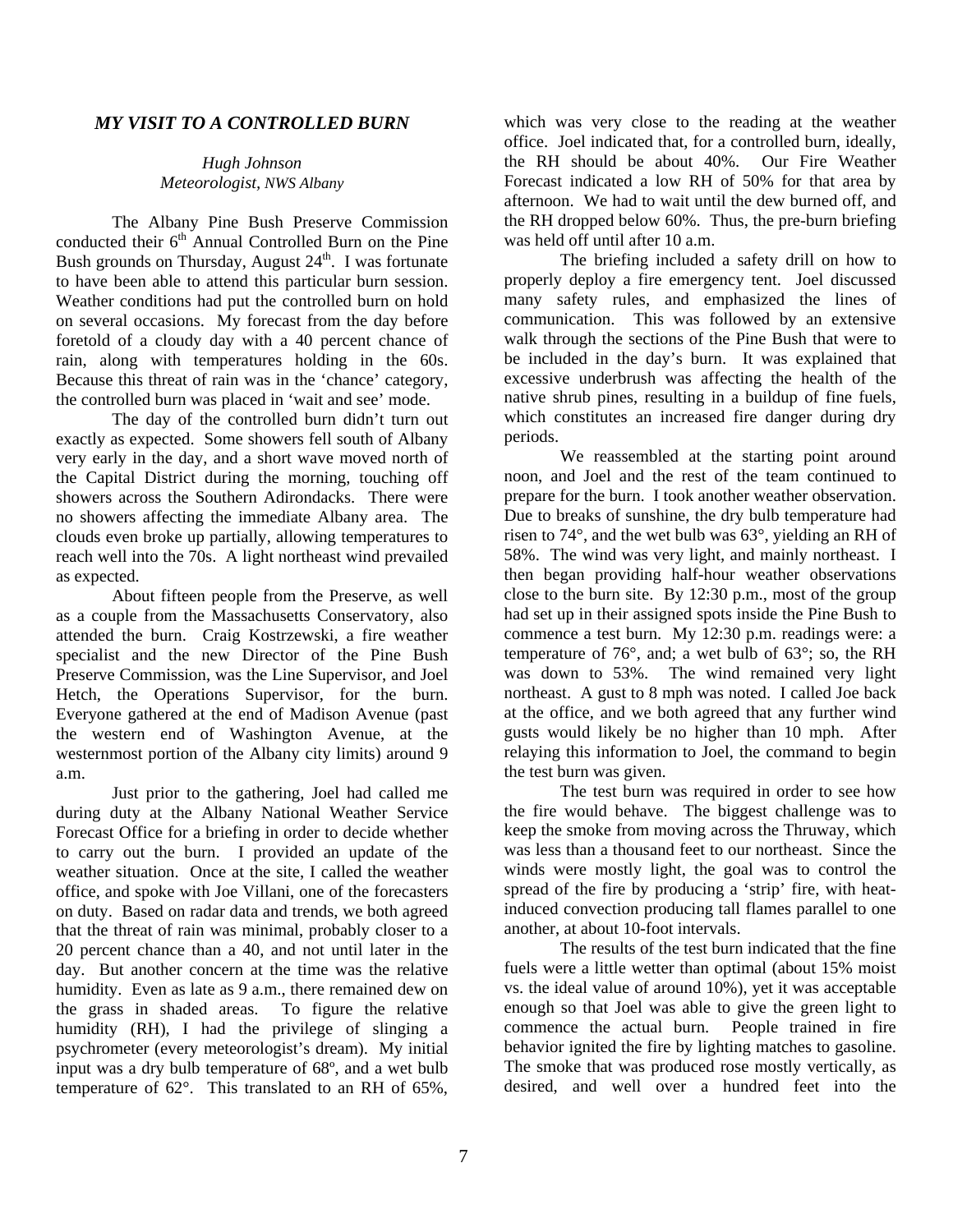## *MY VISIT TO A CONTROLLED BURN*

*Hugh Johnson*
*Meteorologist, NWS Albany*

The Albany Pine Bush Preserve Commission conducted their 6th Annual Controlled Burn on the Pine Bush grounds on Thursday, August 24th. I was fortunate to have been able to attend this particular burn session. Weather conditions had put the controlled burn on hold on several occasions. My forecast from the day before foretold of a cloudy day with a 40 percent chance of rain, along with temperatures holding in the 60s. Because this threat of rain was in the 'chance' category, the controlled burn was placed in 'wait and see' mode.

The day of the controlled burn didn't turn out exactly as expected. Some showers fell south of Albany very early in the day, and a short wave moved north of the Capital District during the morning, touching off showers across the Southern Adirondacks. There were no showers affecting the immediate Albany area. The clouds even broke up partially, allowing temperatures to reach well into the 70s. A light northeast wind prevailed as expected.

About fifteen people from the Preserve, as well as a couple from the Massachusetts Conservatory, also attended the burn. Craig Kostrzewski, a fire weather specialist and the new Director of the Pine Bush Preserve Commission, was the Line Supervisor, and Joel Hetch, the Operations Supervisor, for the burn. Everyone gathered at the end of Madison Avenue (past the western end of Washington Avenue, at the westernmost portion of the Albany city limits) around 9 a.m.

Just prior to the gathering, Joel had called me during duty at the Albany National Weather Service Forecast Office for a briefing in order to decide whether to carry out the burn. I provided an update of the weather situation. Once at the site, I called the weather office, and spoke with Joe Villani, one of the forecasters on duty. Based on radar data and trends, we both agreed that the threat of rain was minimal, probably closer to a 20 percent chance than a 40, and not until later in the day. But another concern at the time was the relative humidity. Even as late as 9 a.m., there remained dew on the grass in shaded areas. To figure the relative humidity (RH), I had the privilege of slinging a psychrometer (every meteorologist's dream). My initial input was a dry bulb temperature of 68º, and a wet bulb temperature of 62°. This translated to an RH of 65%, which was very close to the reading at the weather office. Joel indicated that, for a controlled burn, ideally, the RH should be about 40%. Our Fire Weather Forecast indicated a low RH of 50% for that area by afternoon. We had to wait until the dew burned off, and the RH dropped below 60%. Thus, the pre-burn briefing was held off until after 10 a.m.

The briefing included a safety drill on how to properly deploy a fire emergency tent. Joel discussed many safety rules, and emphasized the lines of communication. This was followed by an extensive walk through the sections of the Pine Bush that were to be included in the day's burn. It was explained that excessive underbrush was affecting the health of the native shrub pines, resulting in a buildup of fine fuels, which constitutes an increased fire danger during dry periods.

We reassembled at the starting point around noon, and Joel and the rest of the team continued to prepare for the burn. I took another weather observation. Due to breaks of sunshine, the dry bulb temperature had risen to 74°, and the wet bulb was 63°, yielding an RH of 58%. The wind was very light, and mainly northeast. I then began providing half-hour weather observations close to the burn site. By 12:30 p.m., most of the group had set up in their assigned spots inside the Pine Bush to commence a test burn. My 12:30 p.m. readings were: a temperature of 76°, and; a wet bulb of 63°; so, the RH was down to 53%. The wind remained very light northeast. A gust to 8 mph was noted. I called Joe back at the office, and we both agreed that any further wind gusts would likely be no higher than 10 mph. After relaying this information to Joel, the command to begin the test burn was given.

The test burn was required in order to see how the fire would behave. The biggest challenge was to keep the smoke from moving across the Thruway, which was less than a thousand feet to our northeast. Since the winds were mostly light, the goal was to control the spread of the fire by producing a 'strip' fire, with heat-induced convection producing tall flames parallel to one another, at about 10-foot intervals.

The results of the test burn indicated that the fine fuels were a little wetter than optimal (about 15% moist vs. the ideal value of around 10%), yet it was acceptable enough so that Joel was able to give the green light to commence the actual burn. People trained in fire behavior ignited the fire by lighting matches to gasoline. The smoke that was produced rose mostly vertically, as desired, and well over a hundred feet into the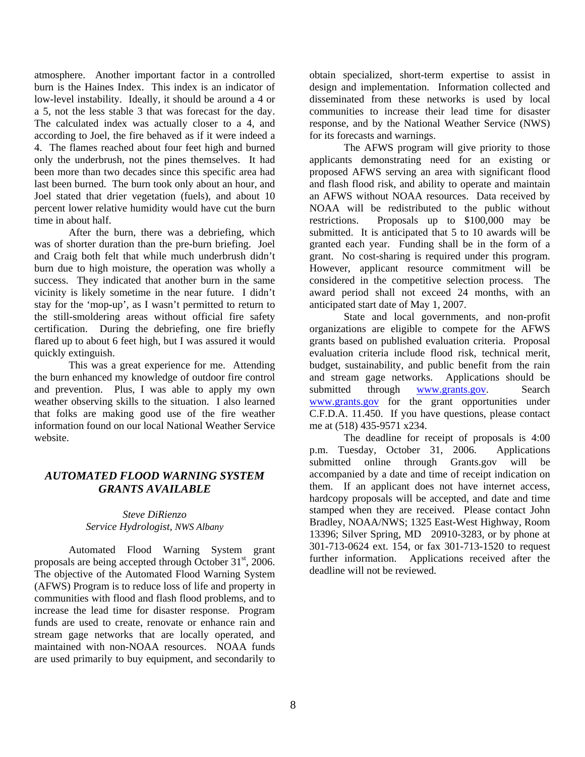atmosphere. Another important factor in a controlled burn is the Haines Index. This index is an indicator of low-level instability. Ideally, it should be around a 4 or a 5, not the less stable 3 that was forecast for the day. The calculated index was actually closer to a 4, and according to Joel, the fire behaved as if it were indeed a 4. The flames reached about four feet high and burned only the underbrush, not the pines themselves. It had been more than two decades since this specific area had last been burned. The burn took only about an hour, and Joel stated that drier vegetation (fuels), and about 10 percent lower relative humidity would have cut the burn time in about half.

After the burn, there was a debriefing, which was of shorter duration than the pre-burn briefing. Joel and Craig both felt that while much underbrush didn't burn due to high moisture, the operation was wholly a success. They indicated that another burn in the same vicinity is likely sometime in the near future. I didn't stay for the 'mop-up', as I wasn't permitted to return to the still-smoldering areas without official fire safety certification. During the debriefing, one fire briefly flared up to about 6 feet high, but I was assured it would quickly extinguish.

This was a great experience for me. Attending the burn enhanced my knowledge of outdoor fire control and prevention. Plus, I was able to apply my own weather observing skills to the situation. I also learned that folks are making good use of the fire weather information found on our local National Weather Service website.

## *AUTOMATED FLOOD WARNING SYSTEM GRANTS AVAILABLE*

*Steve DiRienzo*
*Service Hydrologist, NWS Albany*

Automated Flood Warning System grant proposals are being accepted through October 31st, 2006. The objective of the Automated Flood Warning System (AFWS) Program is to reduce loss of life and property in communities with flood and flash flood problems, and to increase the lead time for disaster response. Program funds are used to create, renovate or enhance rain and stream gage networks that are locally operated, and maintained with non-NOAA resources. NOAA funds are used primarily to buy equipment, and secondarily to obtain specialized, short-term expertise to assist in design and implementation. Information collected and disseminated from these networks is used by local communities to increase their lead time for disaster response, and by the National Weather Service (NWS) for its forecasts and warnings.

The AFWS program will give priority to those applicants demonstrating need for an existing or proposed AFWS serving an area with significant flood and flash flood risk, and ability to operate and maintain an AFWS without NOAA resources. Data received by NOAA will be redistributed to the public without restrictions. Proposals up to $100,000 may be submitted. It is anticipated that 5 to 10 awards will be granted each year. Funding shall be in the form of a grant. No cost-sharing is required under this program. However, applicant resource commitment will be considered in the competitive selection process. The award period shall not exceed 24 months, with an anticipated start date of May 1, 2007.

State and local governments, and non-profit organizations are eligible to compete for the AFWS grants based on published evaluation criteria. Proposal evaluation criteria include flood risk, technical merit, budget, sustainability, and public benefit from the rain and stream gage networks. Applications should be submitted through www.grants.gov. Search www.grants.gov for the grant opportunities under C.F.D.A. 11.450. If you have questions, please contact me at (518) 435-9571 x234.

The deadline for receipt of proposals is 4:00 p.m. Tuesday, October 31, 2006. Applications submitted online through Grants.gov will be accompanied by a date and time of receipt indication on them. If an applicant does not have internet access, hardcopy proposals will be accepted, and date and time stamped when they are received. Please contact John Bradley, NOAA/NWS; 1325 East-West Highway, Room 13396; Silver Spring, MD 20910-3283, or by phone at 301-713-0624 ext. 154, or fax 301-713-1520 to request further information. Applications received after the deadline will not be reviewed.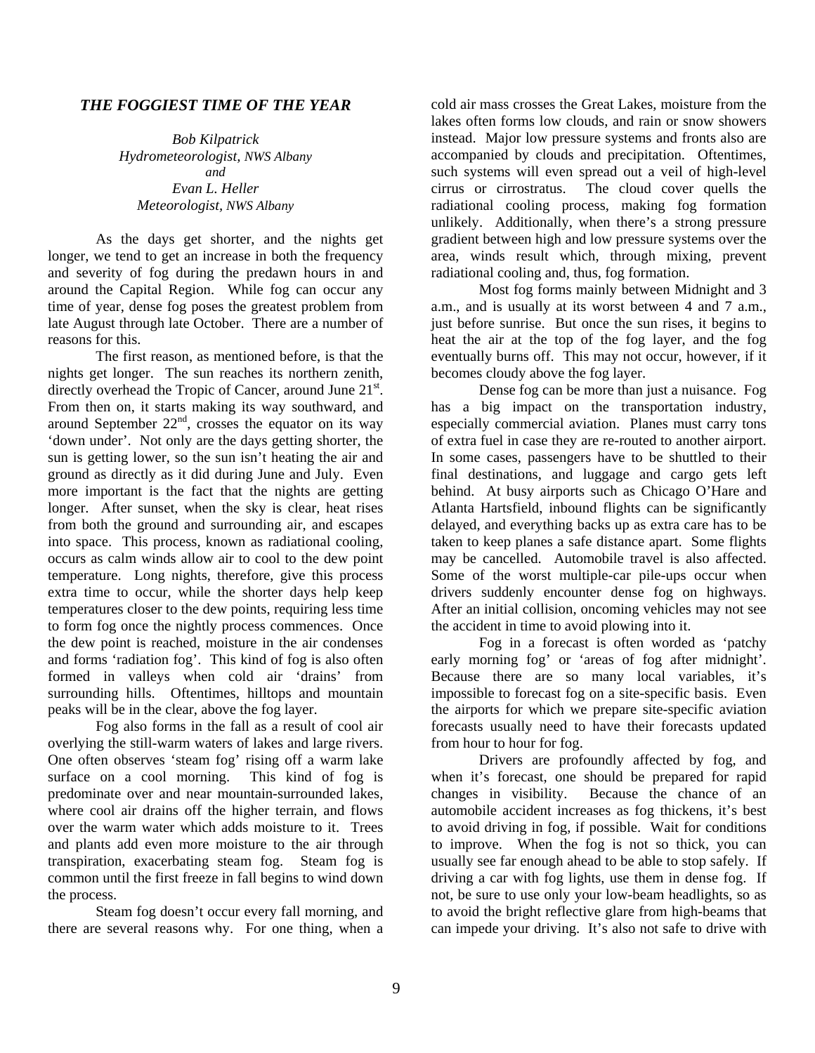## *THE FOGGIEST TIME OF THE YEAR*

*Bob Kilpatrick*
*Hydrometeorologist, NWS Albany*
*and*
*Evan L. Heller*
*Meteorologist, NWS Albany*

As the days get shorter, and the nights get longer, we tend to get an increase in both the frequency and severity of fog during the predawn hours in and around the Capital Region. While fog can occur any time of year, dense fog poses the greatest problem from late August through late October. There are a number of reasons for this.

The first reason, as mentioned before, is that the nights get longer. The sun reaches its northern zenith, directly overhead the Tropic of Cancer, around June 21st. From then on, it starts making its way southward, and around September 22nd, crosses the equator on its way 'down under'. Not only are the days getting shorter, the sun is getting lower, so the sun isn't heating the air and ground as directly as it did during June and July. Even more important is the fact that the nights are getting longer. After sunset, when the sky is clear, heat rises from both the ground and surrounding air, and escapes into space. This process, known as radiational cooling, occurs as calm winds allow air to cool to the dew point temperature. Long nights, therefore, give this process extra time to occur, while the shorter days help keep temperatures closer to the dew points, requiring less time to form fog once the nightly process commences. Once the dew point is reached, moisture in the air condenses and forms 'radiation fog'. This kind of fog is also often formed in valleys when cold air 'drains' from surrounding hills. Oftentimes, hilltops and mountain peaks will be in the clear, above the fog layer.

Fog also forms in the fall as a result of cool air overlying the still-warm waters of lakes and large rivers. One often observes 'steam fog' rising off a warm lake surface on a cool morning. This kind of fog is predominate over and near mountain-surrounded lakes, where cool air drains off the higher terrain, and flows over the warm water which adds moisture to it. Trees and plants add even more moisture to the air through transpiration, exacerbating steam fog. Steam fog is common until the first freeze in fall begins to wind down the process.

Steam fog doesn't occur every fall morning, and there are several reasons why. For one thing, when a cold air mass crosses the Great Lakes, moisture from the lakes often forms low clouds, and rain or snow showers instead. Major low pressure systems and fronts also are accompanied by clouds and precipitation. Oftentimes, such systems will even spread out a veil of high-level cirrus or cirrostratus. The cloud cover quells the radiational cooling process, making fog formation unlikely. Additionally, when there's a strong pressure gradient between high and low pressure systems over the area, winds result which, through mixing, prevent radiational cooling and, thus, fog formation.

Most fog forms mainly between Midnight and 3 a.m., and is usually at its worst between 4 and 7 a.m., just before sunrise. But once the sun rises, it begins to heat the air at the top of the fog layer, and the fog eventually burns off. This may not occur, however, if it becomes cloudy above the fog layer.

Dense fog can be more than just a nuisance. Fog has a big impact on the transportation industry, especially commercial aviation. Planes must carry tons of extra fuel in case they are re-routed to another airport. In some cases, passengers have to be shuttled to their final destinations, and luggage and cargo gets left behind. At busy airports such as Chicago O'Hare and Atlanta Hartsfield, inbound flights can be significantly delayed, and everything backs up as extra care has to be taken to keep planes a safe distance apart. Some flights may be cancelled. Automobile travel is also affected. Some of the worst multiple-car pile-ups occur when drivers suddenly encounter dense fog on highways. After an initial collision, oncoming vehicles may not see the accident in time to avoid plowing into it.

Fog in a forecast is often worded as 'patchy early morning fog' or 'areas of fog after midnight'. Because there are so many local variables, it's impossible to forecast fog on a site-specific basis. Even the airports for which we prepare site-specific aviation forecasts usually need to have their forecasts updated from hour to hour for fog.

Drivers are profoundly affected by fog, and when it's forecast, one should be prepared for rapid changes in visibility. Because the chance of an automobile accident increases as fog thickens, it's best to avoid driving in fog, if possible. Wait for conditions to improve. When the fog is not so thick, you can usually see far enough ahead to be able to stop safely. If driving a car with fog lights, use them in dense fog. If not, be sure to use only your low-beam headlights, so as to avoid the bright reflective glare from high-beams that can impede your driving. It's also not safe to drive with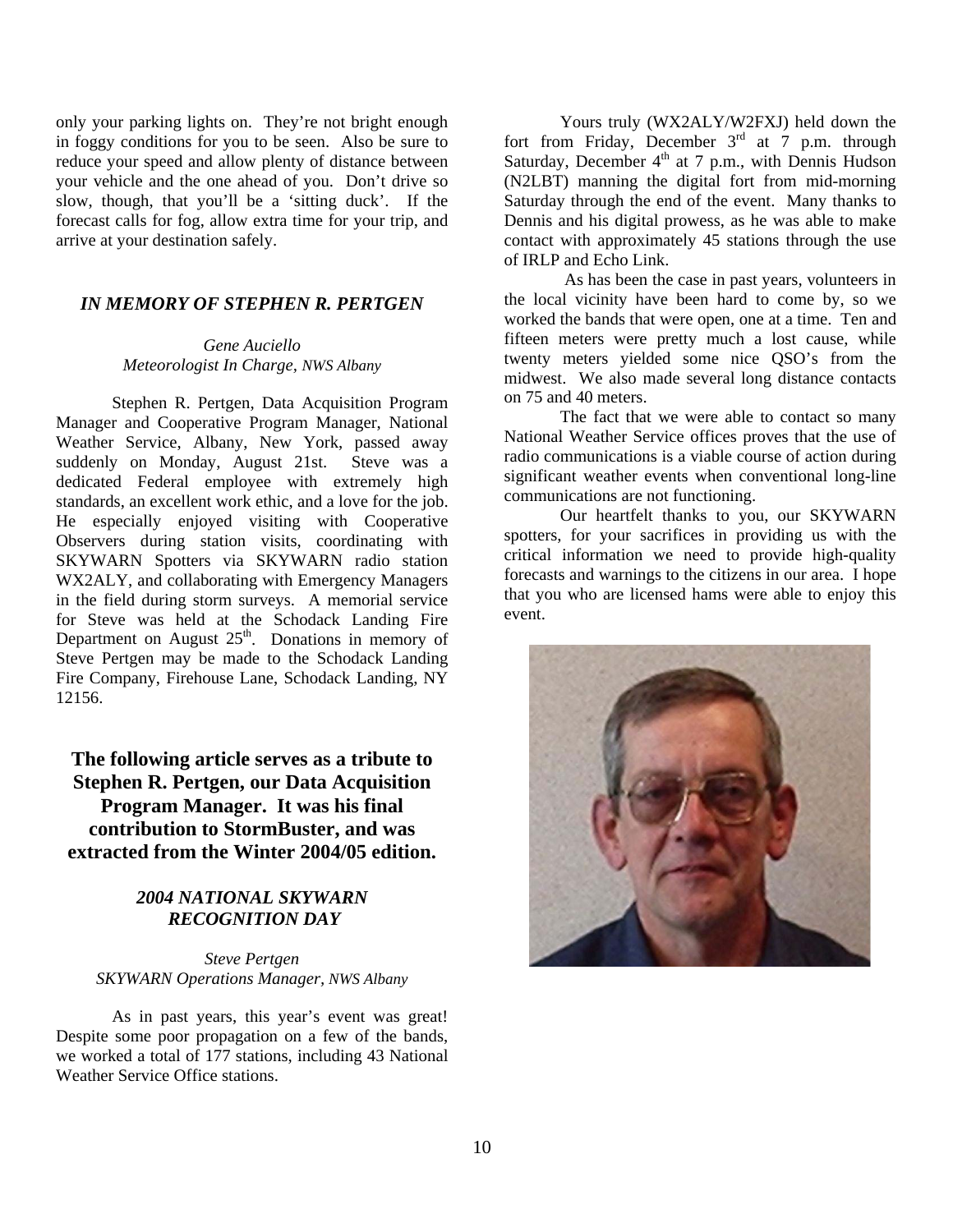only your parking lights on. They're not bright enough in foggy conditions for you to be seen. Also be sure to reduce your speed and allow plenty of distance between your vehicle and the one ahead of you. Don't drive so slow, though, that you'll be a 'sitting duck'. If the forecast calls for fog, allow extra time for your trip, and arrive at your destination safely.

## *IN MEMORY OF STEPHEN R. PERTGEN*

*Gene Auciello*
*Meteorologist In Charge, NWS Albany*

Stephen R. Pertgen, Data Acquisition Program Manager and Cooperative Program Manager, National Weather Service, Albany, New York, passed away suddenly on Monday, August 21st. Steve was a dedicated Federal employee with extremely high standards, an excellent work ethic, and a love for the job. He especially enjoyed visiting with Cooperative Observers during station visits, coordinating with SKYWARN Spotters via SKYWARN radio station WX2ALY, and collaborating with Emergency Managers in the field during storm surveys. A memorial service for Steve was held at the Schodack Landing Fire Department on August 25th. Donations in memory of Steve Pertgen may be made to the Schodack Landing Fire Company, Firehouse Lane, Schodack Landing, NY 12156.

**The following article serves as a tribute to Stephen R. Pertgen, our Data Acquisition Program Manager. It was his final contribution to StormBuster, and was extracted from the Winter 2004/05 edition.**

## *2004 NATIONAL SKYWARN RECOGNITION DAY*

*Steve Pertgen*
*SKYWARN Operations Manager, NWS Albany*

As in past years, this year's event was great! Despite some poor propagation on a few of the bands, we worked a total of 177 stations, including 43 National Weather Service Office stations.

Yours truly (WX2ALY/W2FXJ) held down the fort from Friday, December 3rd at 7 p.m. through Saturday, December 4th at 7 p.m., with Dennis Hudson (N2LBT) manning the digital fort from mid-morning Saturday through the end of the event. Many thanks to Dennis and his digital prowess, as he was able to make contact with approximately 45 stations through the use of IRLP and Echo Link.

As has been the case in past years, volunteers in the local vicinity have been hard to come by, so we worked the bands that were open, one at a time. Ten and fifteen meters were pretty much a lost cause, while twenty meters yielded some nice QSO's from the midwest. We also made several long distance contacts on 75 and 40 meters.

The fact that we were able to contact so many National Weather Service offices proves that the use of radio communications is a viable course of action during significant weather events when conventional long-line communications are not functioning.

Our heartfelt thanks to you, our SKYWARN spotters, for your sacrifices in providing us with the critical information we need to provide high-quality forecasts and warnings to the citizens in our area. I hope that you who are licensed hams were able to enjoy this event.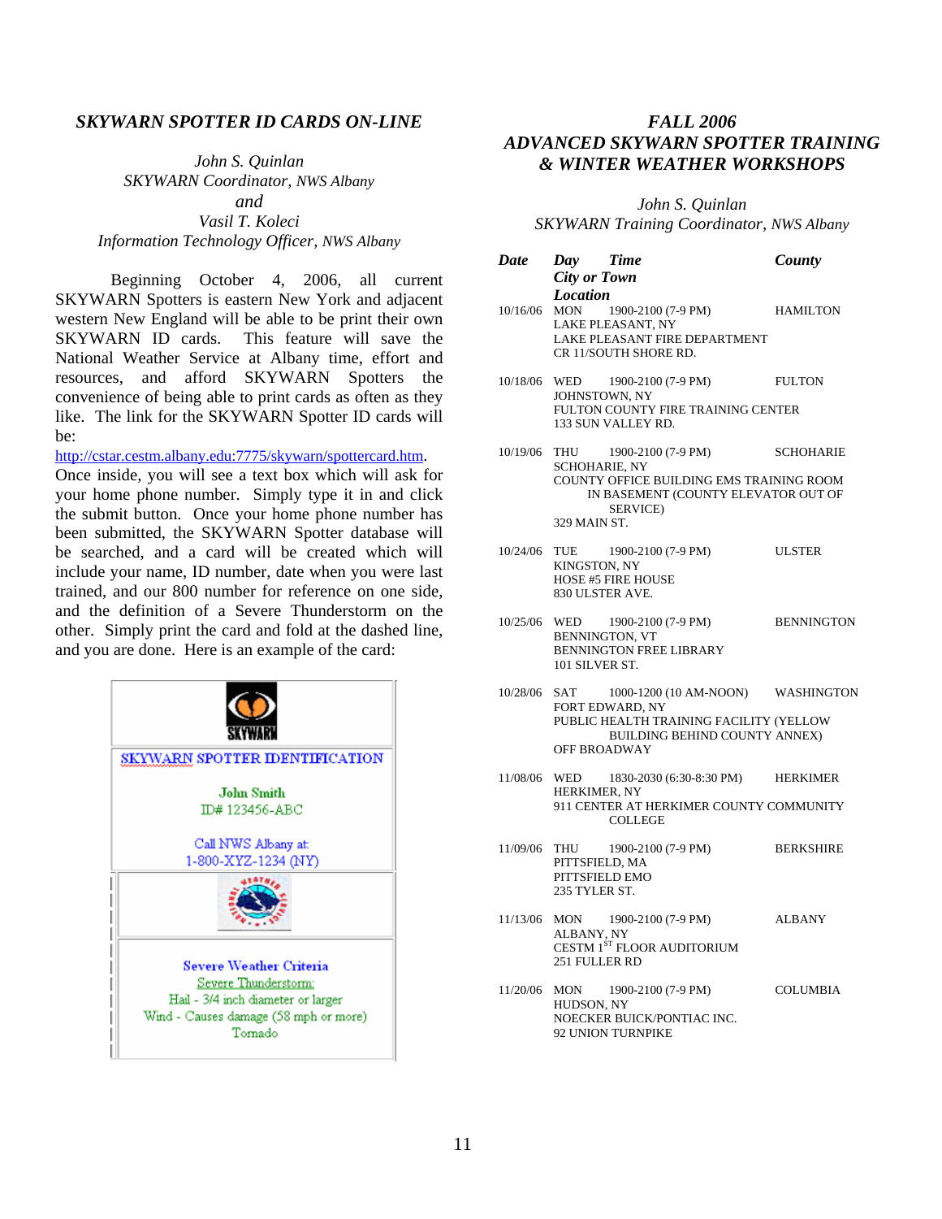## *SKYWARN SPOTTER ID CARDS ON-LINE*

*John S. Quinlan*
*SKYWARN Coordinator, NWS Albany*
*and*
*Vasil T. Koleci*
*Information Technology Officer, NWS Albany*

Beginning October 4, 2006, all current SKYWARN Spotters is eastern New York and adjacent western New England will be able to be print their own SKYWARN ID cards. This feature will save the National Weather Service at Albany time, effort and resources, and afford SKYWARN Spotters the convenience of being able to print cards as often as they like. The link for the SKYWARN Spotter ID cards will be: http://cstar.cestm.albany.edu:7775/skywarn/spottercard.htm. Once inside, you will see a text box which will ask for your home phone number. Simply type it in and click the submit button. Once your home phone number has been submitted, the SKYWARN Spotter database will be searched, and a card will be created which will include your name, ID number, date when you were last trained, and our 800 number for reference on one side, and the definition of a Severe Thunderstorm on the other. Simply print the card and fold at the dashed line, and you are done. Here is an example of the card:

SKYWARN

SKYWARN SPOTTER IDENTIFICATION

John Smith
ID# 123456-ABC

Call NWS Albany at:
1-800-XYZ-1234 (NY)

Severe Weather Criteria
Severe Thunderstorm:
Hail - 3/4 inch diameter or larger
Wind - Causes damage (58 mph or more)
Tornado

## *FALL 2006 ADVANCED SKYWARN SPOTTER TRAINING & WINTER WEATHER WORKSHOPS*

*John S. Quinlan*
*SKYWARN Training Coordinator, NWS Albany*

| ***Date*** | ***Day*** | ***Time*** | ***City or Town / Location*** | ***County*** |
|---|---|---|---|---|
| 10/16/06 | MON | 1900-2100 (7-9 PM) | LAKE PLEASANT, NY; LAKE PLEASANT FIRE DEPARTMENT; CR 11/SOUTH SHORE RD. | HAMILTON |
| 10/18/06 | WED | 1900-2100 (7-9 PM) | JOHNSTOWN, NY; FULTON COUNTY FIRE TRAINING CENTER; 133 SUN VALLEY RD. | FULTON |
| 10/19/06 | THU | 1900-2100 (7-9 PM) | SCHOHARIE, NY; COUNTY OFFICE BUILDING EMS TRAINING ROOM IN BASEMENT (COUNTY ELEVATOR OUT OF SERVICE); 329 MAIN ST. | SCHOHARIE |
| 10/24/06 | TUE | 1900-2100 (7-9 PM) | KINGSTON, NY; HOSE #5 FIRE HOUSE; 830 ULSTER AVE. | ULSTER |
| 10/25/06 | WED | 1900-2100 (7-9 PM) | BENNINGTON, VT; BENNINGTON FREE LIBRARY; 101 SILVER ST. | BENNINGTON |
| 10/28/06 | SAT | 1000-1200 (10 AM-NOON) | FORT EDWARD, NY; PUBLIC HEALTH TRAINING FACILITY (YELLOW BUILDING BEHIND COUNTY ANNEX); OFF BROADWAY | WASHINGTON |
| 11/08/06 | WED | 1830-2030 (6:30-8:30 PM) | HERKIMER, NY; 911 CENTER AT HERKIMER COUNTY COMMUNITY COLLEGE | HERKIMER |
| 11/09/06 | THU | 1900-2100 (7-9 PM) | PITTSFIELD, MA; PITTSFIELD EMO; 235 TYLER ST. | BERKSHIRE |
| 11/13/06 | MON | 1900-2100 (7-9 PM) | ALBANY, NY; CESTM 1ST FLOOR AUDITORIUM; 251 FULLER RD | ALBANY |
| 11/20/06 | MON | 1900-2100 (7-9 PM) | HUDSON, NY; NOECKER BUICK/PONTIAC INC.; 92 UNION TURNPIKE | COLUMBIA |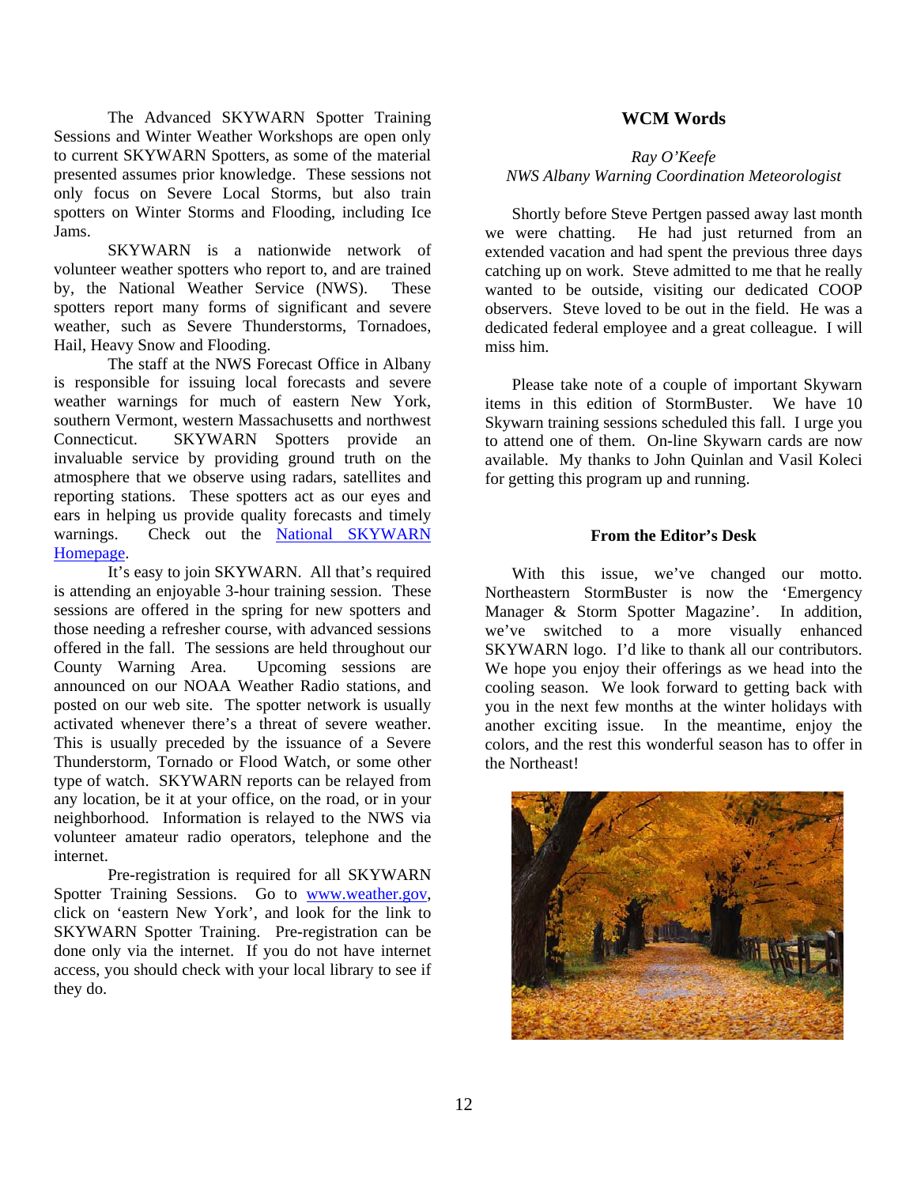The Advanced SKYWARN Spotter Training Sessions and Winter Weather Workshops are open only to current SKYWARN Spotters, as some of the material presented assumes prior knowledge. These sessions not only focus on Severe Local Storms, but also train spotters on Winter Storms and Flooding, including Ice Jams.

SKYWARN is a nationwide network of volunteer weather spotters who report to, and are trained by, the National Weather Service (NWS). These spotters report many forms of significant and severe weather, such as Severe Thunderstorms, Tornadoes, Hail, Heavy Snow and Flooding.

The staff at the NWS Forecast Office in Albany is responsible for issuing local forecasts and severe weather warnings for much of eastern New York, southern Vermont, western Massachusetts and northwest Connecticut. SKYWARN Spotters provide an invaluable service by providing ground truth on the atmosphere that we observe using radars, satellites and reporting stations. These spotters act as our eyes and ears in helping us provide quality forecasts and timely warnings. Check out the National SKYWARN Homepage.

It's easy to join SKYWARN. All that's required is attending an enjoyable 3-hour training session. These sessions are offered in the spring for new spotters and those needing a refresher course, with advanced sessions offered in the fall. The sessions are held throughout our County Warning Area. Upcoming sessions are announced on our NOAA Weather Radio stations, and posted on our web site. The spotter network is usually activated whenever there's a threat of severe weather. This is usually preceded by the issuance of a Severe Thunderstorm, Tornado or Flood Watch, or some other type of watch. SKYWARN reports can be relayed from any location, be it at your office, on the road, or in your neighborhood. Information is relayed to the NWS via volunteer amateur radio operators, telephone and the internet.

Pre-registration is required for all SKYWARN Spotter Training Sessions. Go to www.weather.gov, click on 'eastern New York', and look for the link to SKYWARN Spotter Training. Pre-registration can be done only via the internet. If you do not have internet access, you should check with your local library to see if they do.

## WCM Words

*Ray O'Keefe*
*NWS Albany Warning Coordination Meteorologist*

Shortly before Steve Pertgen passed away last month we were chatting. He had just returned from an extended vacation and had spent the previous three days catching up on work. Steve admitted to me that he really wanted to be outside, visiting our dedicated COOP observers. Steve loved to be out in the field. He was a dedicated federal employee and a great colleague. I will miss him.

Please take note of a couple of important Skywarn items in this edition of StormBuster. We have 10 Skywarn training sessions scheduled this fall. I urge you to attend one of them. On-line Skywarn cards are now available. My thanks to John Quinlan and Vasil Koleci for getting this program up and running.

## From the Editor's Desk

With this issue, we've changed our motto. Northeastern StormBuster is now the 'Emergency Manager & Storm Spotter Magazine'. In addition, we've switched to a more visually enhanced SKYWARN logo. I'd like to thank all our contributors. We hope you enjoy their offerings as we head into the cooling season. We look forward to getting back with you in the next few months at the winter holidays with another exciting issue. In the meantime, enjoy the colors, and the rest this wonderful season has to offer in the Northeast!